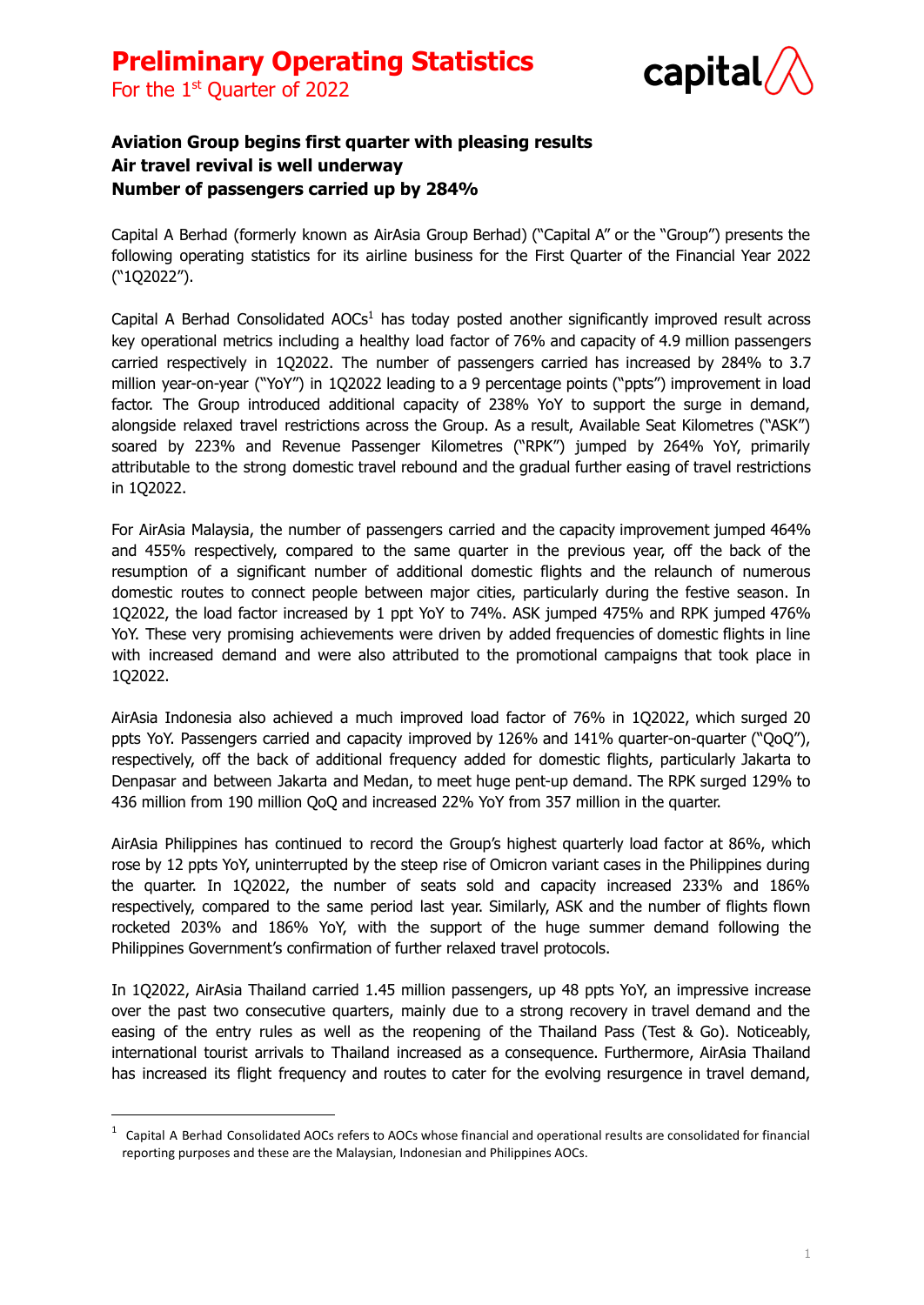# Preliminary Operating Statistics

For the 1st Quarter of 2022

**Aviation Group begins first quarter with pleasing results**
**Air travel revival is well underway**
**Number of passengers carried up by 284%**

Capital A Berhad (formerly known as AirAsia Group Berhad) ("Capital A" or the "Group") presents the following operating statistics for its airline business for the First Quarter of the Financial Year 2022 ("1Q2022").

Capital A Berhad Consolidated AOCs[1] has today posted another significantly improved result across key operational metrics including a healthy load factor of 76% and capacity of 4.9 million passengers carried respectively in 1Q2022. The number of passengers carried has increased by 284% to 3.7 million year-on-year ("YoY") in 1Q2022 leading to a 9 percentage points ("ppts") improvement in load factor. The Group introduced additional capacity of 238% YoY to support the surge in demand, alongside relaxed travel restrictions across the Group. As a result, Available Seat Kilometres ("ASK") soared by 223% and Revenue Passenger Kilometres ("RPK") jumped by 264% YoY, primarily attributable to the strong domestic travel rebound and the gradual further easing of travel restrictions in 1Q2022.

For AirAsia Malaysia, the number of passengers carried and the capacity improvement jumped 464% and 455% respectively, compared to the same quarter in the previous year, off the back of the resumption of a significant number of additional domestic flights and the relaunch of numerous domestic routes to connect people between major cities, particularly during the festive season. In 1Q2022, the load factor increased by 1 ppt YoY to 74%. ASK jumped 475% and RPK jumped 476% YoY. These very promising achievements were driven by added frequencies of domestic flights in line with increased demand and were also attributed to the promotional campaigns that took place in 1Q2022.

AirAsia Indonesia also achieved a much improved load factor of 76% in 1Q2022, which surged 20 ppts YoY. Passengers carried and capacity improved by 126% and 141% quarter-on-quarter ("QoQ"), respectively, off the back of additional frequency added for domestic flights, particularly Jakarta to Denpasar and between Jakarta and Medan, to meet huge pent-up demand. The RPK surged 129% to 436 million from 190 million QoQ and increased 22% YoY from 357 million in the quarter.

AirAsia Philippines has continued to record the Group's highest quarterly load factor at 86%, which rose by 12 ppts YoY, uninterrupted by the steep rise of Omicron variant cases in the Philippines during the quarter. In 1Q2022, the number of seats sold and capacity increased 233% and 186% respectively, compared to the same period last year. Similarly, ASK and the number of flights flown rocketed 203% and 186% YoY, with the support of the huge summer demand following the Philippines Government's confirmation of further relaxed travel protocols.

In 1Q2022, AirAsia Thailand carried 1.45 million passengers, up 48 ppts YoY, an impressive increase over the past two consecutive quarters, mainly due to a strong recovery in travel demand and the easing of the entry rules as well as the reopening of the Thailand Pass (Test & Go). Noticeably, international tourist arrivals to Thailand increased as a consequence. Furthermore, AirAsia Thailand has increased its flight frequency and routes to cater for the evolving resurgence in travel demand,

---

[1] Capital A Berhad Consolidated AOCs refers to AOCs whose financial and operational results are consolidated for financial reporting purposes and these are the Malaysian, Indonesian and Philippines AOCs.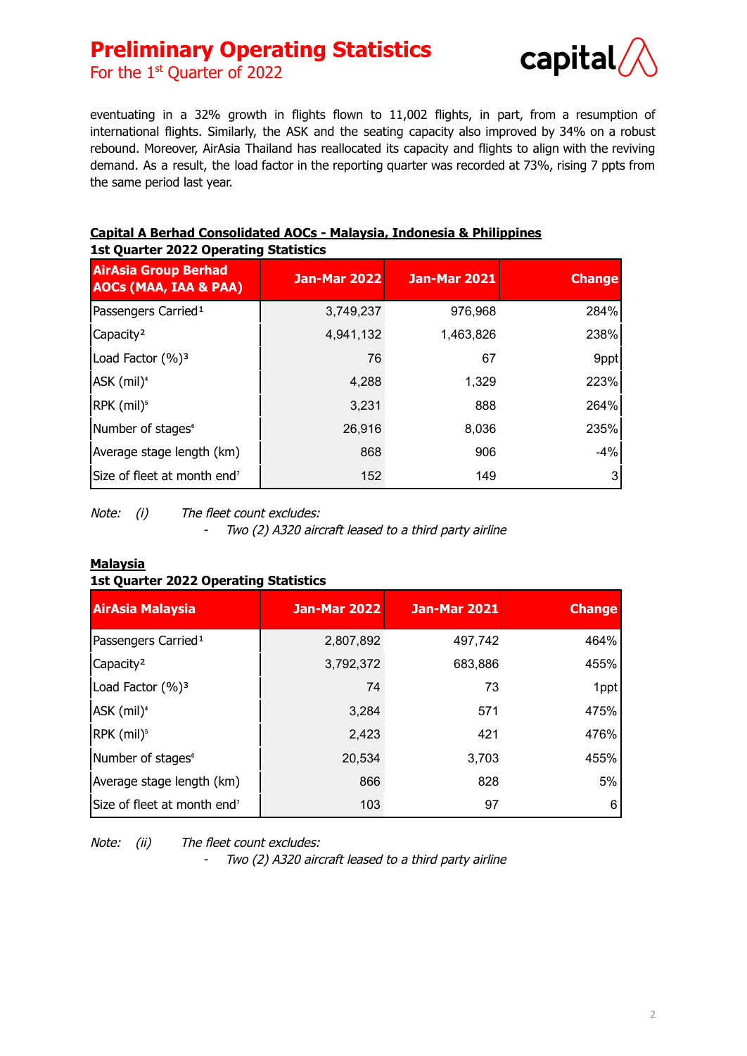eventuating in a 32% growth in flights flown to 11,002 flights, in part, from a resumption of international flights. Similarly, the ASK and the seating capacity also improved by 34% on a robust rebound. Moreover, AirAsia Thailand has reallocated its capacity and flights to align with the reviving demand. As a result, the load factor in the reporting quarter was recorded at 73%, rising 7 ppts from the same period last year.

**Capital A Berhad Consolidated AOCs - Malaysia, Indonesia & Philippines**

**1st Quarter 2022 Operating Statistics**

| AirAsia Group Berhad AOCs (MAA, IAA & PAA) | Jan-Mar 2022 | Jan-Mar 2021 | Change |
|---|---|---|---|
| Passengers Carried[1] | 3,749,237 | 976,968 | 284% |
| Capacity[2] | 4,941,132 | 1,463,826 | 238% |
| Load Factor (%)[3] | 76 | 67 | 9ppt |
| ASK (mil)[4] | 4,288 | 1,329 | 223% |
| RPK (mil)[5] | 3,231 | 888 | 264% |
| Number of stages[6] | 26,916 | 8,036 | 235% |
| Average stage length (km) | 868 | 906 | -4% |
| Size of fleet at month end[7] | 152 | 149 | 3 |

*Note: (i) The fleet count excludes:*
- *Two (2) A320 aircraft leased to a third party airline*

**Malaysia**

**1st Quarter 2022 Operating Statistics**

| AirAsia Malaysia | Jan-Mar 2022 | Jan-Mar 2021 | Change |
|---|---|---|---|
| Passengers Carried[1] | 2,807,892 | 497,742 | 464% |
| Capacity[2] | 3,792,372 | 683,886 | 455% |
| Load Factor (%)[3] | 74 | 73 | 1ppt |
| ASK (mil)[4] | 3,284 | 571 | 475% |
| RPK (mil)[5] | 2,423 | 421 | 476% |
| Number of stages[6] | 20,534 | 3,703 | 455% |
| Average stage length (km) | 866 | 828 | 5% |
| Size of fleet at month end[7] | 103 | 97 | 6 |

*Note: (ii) The fleet count excludes:*
- *Two (2) A320 aircraft leased to a third party airline*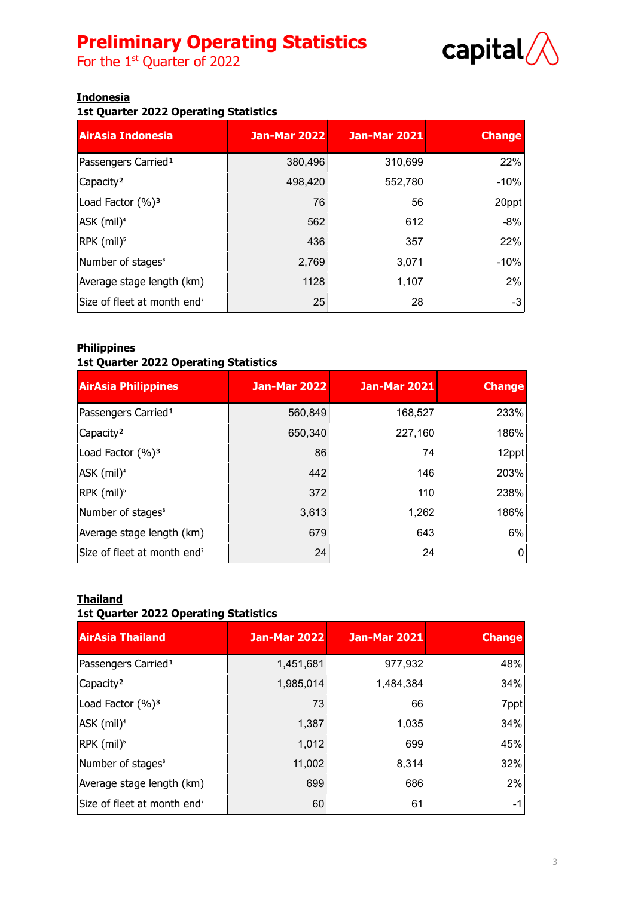# Preliminary Operating Statistics

For the 1st Quarter of 2022

**Indonesia**

**1st Quarter 2022 Operating Statistics**

| AirAsia Indonesia | Jan-Mar 2022 | Jan-Mar 2021 | Change |
|---|---|---|---|
| Passengers Carried[1] | 380,496 | 310,699 | 22% |
| Capacity[2] | 498,420 | 552,780 | -10% |
| Load Factor (%)[3] | 76 | 56 | 20ppt |
| ASK (mil)[4] | 562 | 612 | -8% |
| RPK (mil)[5] | 436 | 357 | 22% |
| Number of stages[6] | 2,769 | 3,071 | -10% |
| Average stage length (km) | 1128 | 1,107 | 2% |
| Size of fleet at month end[7] | 25 | 28 | -3 |

**Philippines**

**1st Quarter 2022 Operating Statistics**

| AirAsia Philippines | Jan-Mar 2022 | Jan-Mar 2021 | Change |
|---|---|---|---|
| Passengers Carried[1] | 560,849 | 168,527 | 233% |
| Capacity[2] | 650,340 | 227,160 | 186% |
| Load Factor (%)[3] | 86 | 74 | 12ppt |
| ASK (mil)[4] | 442 | 146 | 203% |
| RPK (mil)[5] | 372 | 110 | 238% |
| Number of stages[6] | 3,613 | 1,262 | 186% |
| Average stage length (km) | 679 | 643 | 6% |
| Size of fleet at month end[7] | 24 | 24 | 0 |

**Thailand**

**1st Quarter 2022 Operating Statistics**

| AirAsia Thailand | Jan-Mar 2022 | Jan-Mar 2021 | Change |
|---|---|---|---|
| Passengers Carried[1] | 1,451,681 | 977,932 | 48% |
| Capacity[2] | 1,985,014 | 1,484,384 | 34% |
| Load Factor (%)[3] | 73 | 66 | 7ppt |
| ASK (mil)[4] | 1,387 | 1,035 | 34% |
| RPK (mil)[5] | 1,012 | 699 | 45% |
| Number of stages[6] | 11,002 | 8,314 | 32% |
| Average stage length (km) | 699 | 686 | 2% |
| Size of fleet at month end[7] | 60 | 61 | -1 |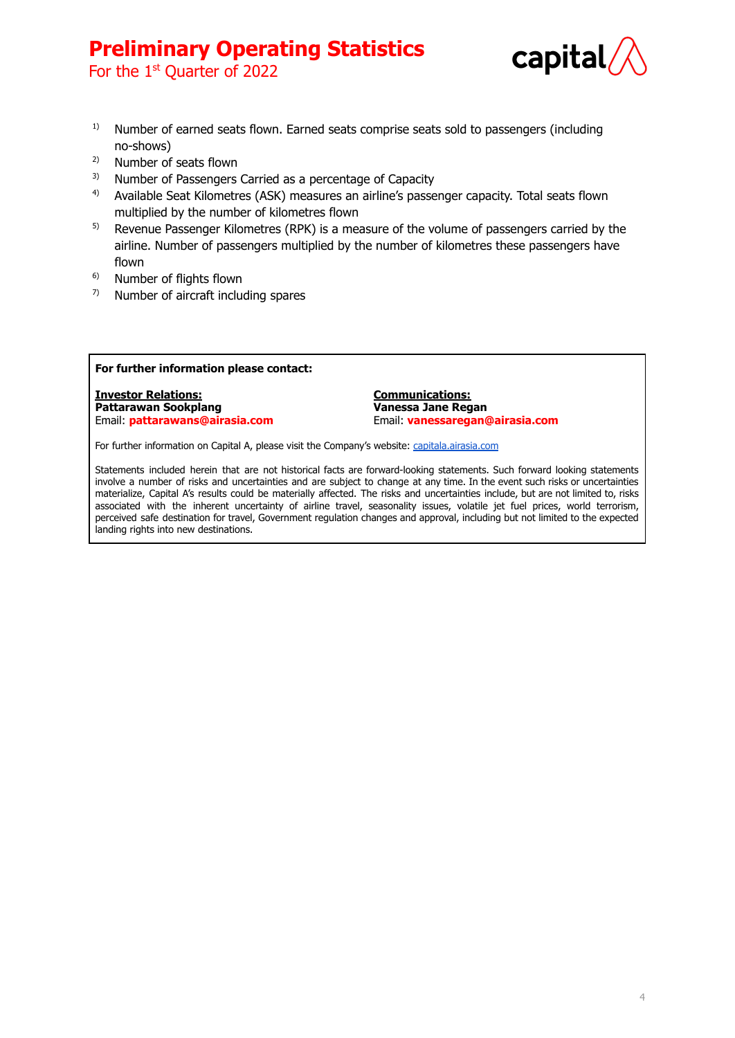1) Number of earned seats flown. Earned seats comprise seats sold to passengers (including no-shows)
2) Number of seats flown
3) Number of Passengers Carried as a percentage of Capacity
4) Available Seat Kilometres (ASK) measures an airline's passenger capacity. Total seats flown multiplied by the number of kilometres flown
5) Revenue Passenger Kilometres (RPK) is a measure of the volume of passengers carried by the airline. Number of passengers multiplied by the number of kilometres these passengers have flown
6) Number of flights flown
7) Number of aircraft including spares

**For further information please contact:**

**Investor Relations:**
**Pattarawan Sookplang**
Email: **pattarawans@airasia.com**

**Communications:**
**Vanessa Jane Regan**
Email: **vanessaregan@airasia.com**

For further information on Capital A, please visit the Company's website: capitala.airasia.com

Statements included herein that are not historical facts are forward-looking statements. Such forward looking statements involve a number of risks and uncertainties and are subject to change at any time. In the event such risks or uncertainties materialize, Capital A's results could be materially affected. The risks and uncertainties include, but are not limited to, risks associated with the inherent uncertainty of airline travel, seasonality issues, volatile jet fuel prices, world terrorism, perceived safe destination for travel, Government regulation changes and approval, including but not limited to the expected landing rights into new destinations.